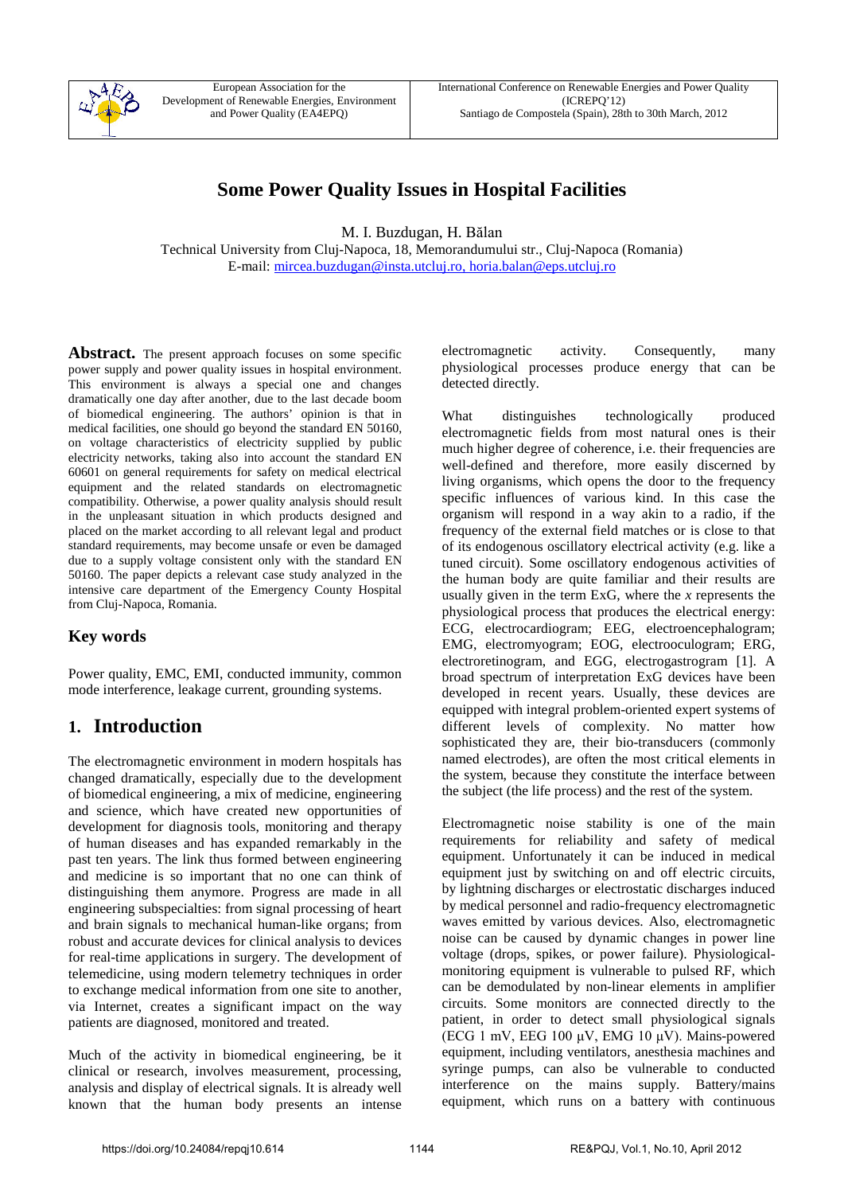# Some Power Quality Issues in Hospital Facilities

M. I. Buzdugan, H. Bălan

Technical University from Cluj-Napoca, 18, Memorandumului str., Cluj-Napoca (Romania)
E-mail: mircea.buzdugan@insta.utcluj.ro, horia.balan@eps.utcluj.ro

**Abstract.** The present approach focuses on some specific power supply and power quality issues in hospital environment. This environment is always a special one and changes dramatically one day after another, due to the last decade boom of biomedical engineering. The authors' opinion is that in medical facilities, one should go beyond the standard EN 50160, on voltage characteristics of electricity supplied by public electricity networks, taking also into account the standard EN 60601 on general requirements for safety on medical electrical equipment and the related standards on electromagnetic compatibility. Otherwise, a power quality analysis should result in the unpleasant situation in which products designed and placed on the market according to all relevant legal and product standard requirements, may become unsafe or even be damaged due to a supply voltage consistent only with the standard EN 50160. The paper depicts a relevant case study analyzed in the intensive care department of the Emergency County Hospital from Cluj-Napoca, Romania.

## Key words

Power quality, EMC, EMI, conducted immunity, common mode interference, leakage current, grounding systems.

## 1. Introduction

The electromagnetic environment in modern hospitals has changed dramatically, especially due to the development of biomedical engineering, a mix of medicine, engineering and science, which have created new opportunities of development for diagnosis tools, monitoring and therapy of human diseases and has expanded remarkably in the past ten years. The link thus formed between engineering and medicine is so important that no one can think of distinguishing them anymore. Progress are made in all engineering subspecialties: from signal processing of heart and brain signals to mechanical human-like organs; from robust and accurate devices for clinical analysis to devices for real-time applications in surgery. The development of telemedicine, using modern telemetry techniques in order to exchange medical information from one site to another, via Internet, creates a significant impact on the way patients are diagnosed, monitored and treated.

Much of the activity in biomedical engineering, be it clinical or research, involves measurement, processing, analysis and display of electrical signals. It is already well known that the human body presents an intense electromagnetic activity. Consequently, many physiological processes produce energy that can be detected directly.

What distinguishes technologically produced electromagnetic fields from most natural ones is their much higher degree of coherence, i.e. their frequencies are well-defined and therefore, more easily discerned by living organisms, which opens the door to the frequency specific influences of various kind. In this case the organism will respond in a way akin to a radio, if the frequency of the external field matches or is close to that of its endogenous oscillatory electrical activity (e.g. like a tuned circuit). Some oscillatory endogenous activities of the human body are quite familiar and their results are usually given in the term ExG, where the *x* represents the physiological process that produces the electrical energy: ECG, electrocardiogram; EEG, electroencephalogram; EMG, electromyogram; EOG, electrooculogram; ERG, electroretinogram, and EGG, electrogastrogram [1]. A broad spectrum of interpretation ExG devices have been developed in recent years. Usually, these devices are equipped with integral problem-oriented expert systems of different levels of complexity. No matter how sophisticated they are, their bio-transducers (commonly named electrodes), are often the most critical elements in the system, because they constitute the interface between the subject (the life process) and the rest of the system.

Electromagnetic noise stability is one of the main requirements for reliability and safety of medical equipment. Unfortunately it can be induced in medical equipment just by switching on and off electric circuits, by lightning discharges or electrostatic discharges induced by medical personnel and radio-frequency electromagnetic waves emitted by various devices. Also, electromagnetic noise can be caused by dynamic changes in power line voltage (drops, spikes, or power failure). Physiological-monitoring equipment is vulnerable to pulsed RF, which can be demodulated by non-linear elements in amplifier circuits. Some monitors are connected directly to the patient, in order to detect small physiological signals (ECG 1 mV, EEG 100 μV, EMG 10 μV). Mains-powered equipment, including ventilators, anesthesia machines and syringe pumps, can also be vulnerable to conducted interference on the mains supply. Battery/mains equipment, which runs on a battery with continuous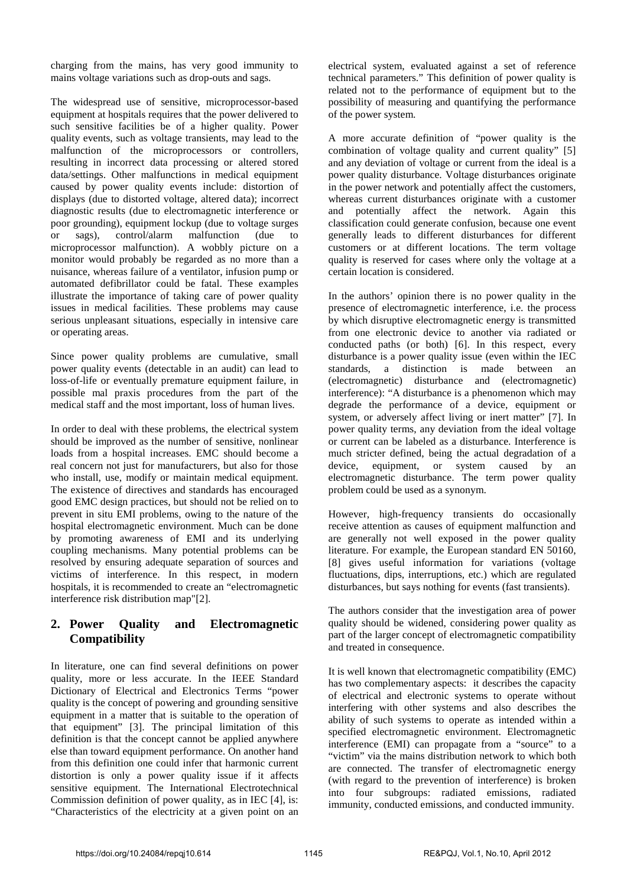charging from the mains, has very good immunity to mains voltage variations such as drop-outs and sags.

The widespread use of sensitive, microprocessor-based equipment at hospitals requires that the power delivered to such sensitive facilities be of a higher quality. Power quality events, such as voltage transients, may lead to the malfunction of the microprocessors or controllers, resulting in incorrect data processing or altered stored data/settings. Other malfunctions in medical equipment caused by power quality events include: distortion of displays (due to distorted voltage, altered data); incorrect diagnostic results (due to electromagnetic interference or poor grounding), equipment lockup (due to voltage surges or sags), control/alarm malfunction (due to microprocessor malfunction). A wobbly picture on a monitor would probably be regarded as no more than a nuisance, whereas failure of a ventilator, infusion pump or automated defibrillator could be fatal. These examples illustrate the importance of taking care of power quality issues in medical facilities. These problems may cause serious unpleasant situations, especially in intensive care or operating areas.

Since power quality problems are cumulative, small power quality events (detectable in an audit) can lead to loss-of-life or eventually premature equipment failure, in possible mal praxis procedures from the part of the medical staff and the most important, loss of human lives.

In order to deal with these problems, the electrical system should be improved as the number of sensitive, nonlinear loads from a hospital increases. EMC should become a real concern not just for manufacturers, but also for those who install, use, modify or maintain medical equipment. The existence of directives and standards has encouraged good EMC design practices, but should not be relied on to prevent in situ EMI problems, owing to the nature of the hospital electromagnetic environment. Much can be done by promoting awareness of EMI and its underlying coupling mechanisms. Many potential problems can be resolved by ensuring adequate separation of sources and victims of interference. In this respect, in modern hospitals, it is recommended to create an "electromagnetic interference risk distribution map"[2].

## 2. Power Quality and Electromagnetic Compatibility

In literature, one can find several definitions on power quality, more or less accurate. In the IEEE Standard Dictionary of Electrical and Electronics Terms "power quality is the concept of powering and grounding sensitive equipment in a matter that is suitable to the operation of that equipment" [3]. The principal limitation of this definition is that the concept cannot be applied anywhere else than toward equipment performance. On another hand from this definition one could infer that harmonic current distortion is only a power quality issue if it affects sensitive equipment. The International Electrotechnical Commission definition of power quality, as in IEC [4], is: "Characteristics of the electricity at a given point on an electrical system, evaluated against a set of reference technical parameters." This definition of power quality is related not to the performance of equipment but to the possibility of measuring and quantifying the performance of the power system.

A more accurate definition of "power quality is the combination of voltage quality and current quality" [5] and any deviation of voltage or current from the ideal is a power quality disturbance. Voltage disturbances originate in the power network and potentially affect the customers, whereas current disturbances originate with a customer and potentially affect the network. Again this classification could generate confusion, because one event generally leads to different disturbances for different customers or at different locations. The term voltage quality is reserved for cases where only the voltage at a certain location is considered.

In the authors' opinion there is no power quality in the presence of electromagnetic interference, i.e. the process by which disruptive electromagnetic energy is transmitted from one electronic device to another via radiated or conducted paths (or both) [6]. In this respect, every disturbance is a power quality issue (even within the IEC standards, a distinction is made between an (electromagnetic) disturbance and (electromagnetic) interference): "A disturbance is a phenomenon which may degrade the performance of a device, equipment or system, or adversely affect living or inert matter" [7]. In power quality terms, any deviation from the ideal voltage or current can be labeled as a disturbance. Interference is much stricter defined, being the actual degradation of a device, equipment, or system caused by an electromagnetic disturbance. The term power quality problem could be used as a synonym.

However, high-frequency transients do occasionally receive attention as causes of equipment malfunction and are generally not well exposed in the power quality literature. For example, the European standard EN 50160, [8] gives useful information for variations (voltage fluctuations, dips, interruptions, etc.) which are regulated disturbances, but says nothing for events (fast transients).

The authors consider that the investigation area of power quality should be widened, considering power quality as part of the larger concept of electromagnetic compatibility and treated in consequence.

It is well known that electromagnetic compatibility (EMC) has two complementary aspects: it describes the capacity of electrical and electronic systems to operate without interfering with other systems and also describes the ability of such systems to operate as intended within a specified electromagnetic environment. Electromagnetic interference (EMI) can propagate from a "source" to a "victim" via the mains distribution network to which both are connected. The transfer of electromagnetic energy (with regard to the prevention of interference) is broken into four subgroups: radiated emissions, radiated immunity, conducted emissions, and conducted immunity.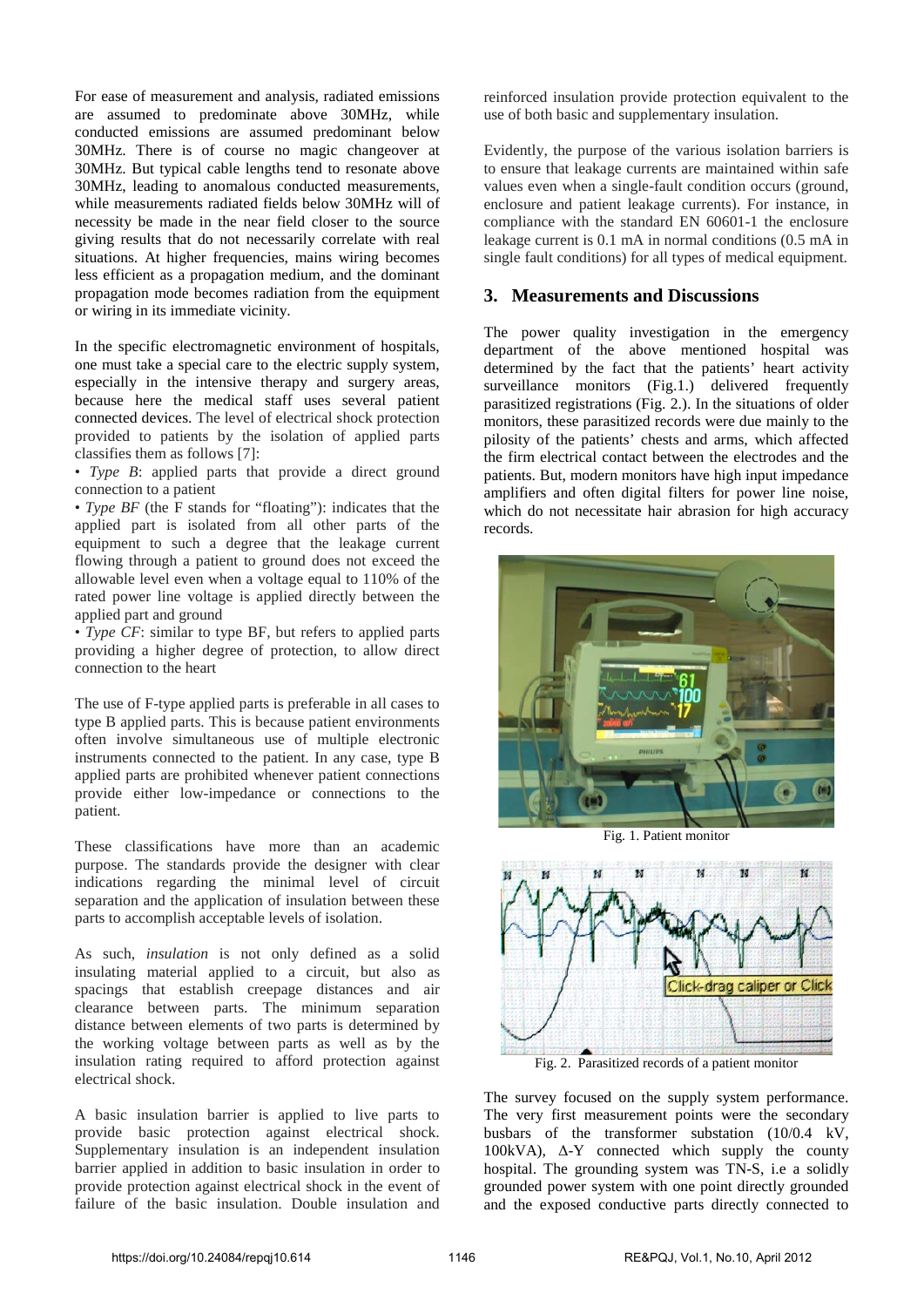For ease of measurement and analysis, radiated emissions are assumed to predominate above 30MHz, while conducted emissions are assumed predominant below 30MHz. There is of course no magic changeover at 30MHz. But typical cable lengths tend to resonate above 30MHz, leading to anomalous conducted measurements, while measurements radiated fields below 30MHz will of necessity be made in the near field closer to the source giving results that do not necessarily correlate with real situations. At higher frequencies, mains wiring becomes less efficient as a propagation medium, and the dominant propagation mode becomes radiation from the equipment or wiring in its immediate vicinity.

In the specific electromagnetic environment of hospitals, one must take a special care to the electric supply system, especially in the intensive therapy and surgery areas, because here the medical staff uses several patient connected devices. The level of electrical shock protection provided to patients by the isolation of applied parts classifies them as follows [7]:

- *Type B*: applied parts that provide a direct ground connection to a patient
- *Type BF* (the F stands for "floating"): indicates that the applied part is isolated from all other parts of the equipment to such a degree that the leakage current flowing through a patient to ground does not exceed the allowable level even when a voltage equal to 110% of the rated power line voltage is applied directly between the applied part and ground
- *Type CF*: similar to type BF, but refers to applied parts providing a higher degree of protection, to allow direct connection to the heart

The use of F-type applied parts is preferable in all cases to type B applied parts. This is because patient environments often involve simultaneous use of multiple electronic instruments connected to the patient. In any case, type B applied parts are prohibited whenever patient connections provide either low-impedance or connections to the patient.

These classifications have more than an academic purpose. The standards provide the designer with clear indications regarding the minimal level of circuit separation and the application of insulation between these parts to accomplish acceptable levels of isolation.

As such, *insulation* is not only defined as a solid insulating material applied to a circuit, but also as spacings that establish creepage distances and air clearance between parts. The minimum separation distance between elements of two parts is determined by the working voltage between parts as well as by the insulation rating required to afford protection against electrical shock.

A basic insulation barrier is applied to live parts to provide basic protection against electrical shock. Supplementary insulation is an independent insulation barrier applied in addition to basic insulation in order to provide protection against electrical shock in the event of failure of the basic insulation. Double insulation and reinforced insulation provide protection equivalent to the use of both basic and supplementary insulation.

Evidently, the purpose of the various isolation barriers is to ensure that leakage currents are maintained within safe values even when a single-fault condition occurs (ground, enclosure and patient leakage currents). For instance, in compliance with the standard EN 60601-1 the enclosure leakage current is 0.1 mA in normal conditions (0.5 mA in single fault conditions) for all types of medical equipment.

## 3. Measurements and Discussions

The power quality investigation in the emergency department of the above mentioned hospital was determined by the fact that the patients' heart activity surveillance monitors (Fig.1.) delivered frequently parasitized registrations (Fig. 2.). In the situations of older monitors, these parasitized records were due mainly to the pilosity of the patients' chests and arms, which affected the firm electrical contact between the electrodes and the patients. But, modern monitors have high input impedance amplifiers and often digital filters for power line noise, which do not necessitate hair abrasion for high accuracy records.

Fig. 1. Patient monitor

Click-drag caliper or Click

Fig. 2. Parasitized records of a patient monitor

The survey focused on the supply system performance. The very first measurement points were the secondary busbars of the transformer substation (10/0.4 kV, 100kVA), Δ-Y connected which supply the county hospital. The grounding system was TN-S, i.e a solidly grounded power system with one point directly grounded and the exposed conductive parts directly connected to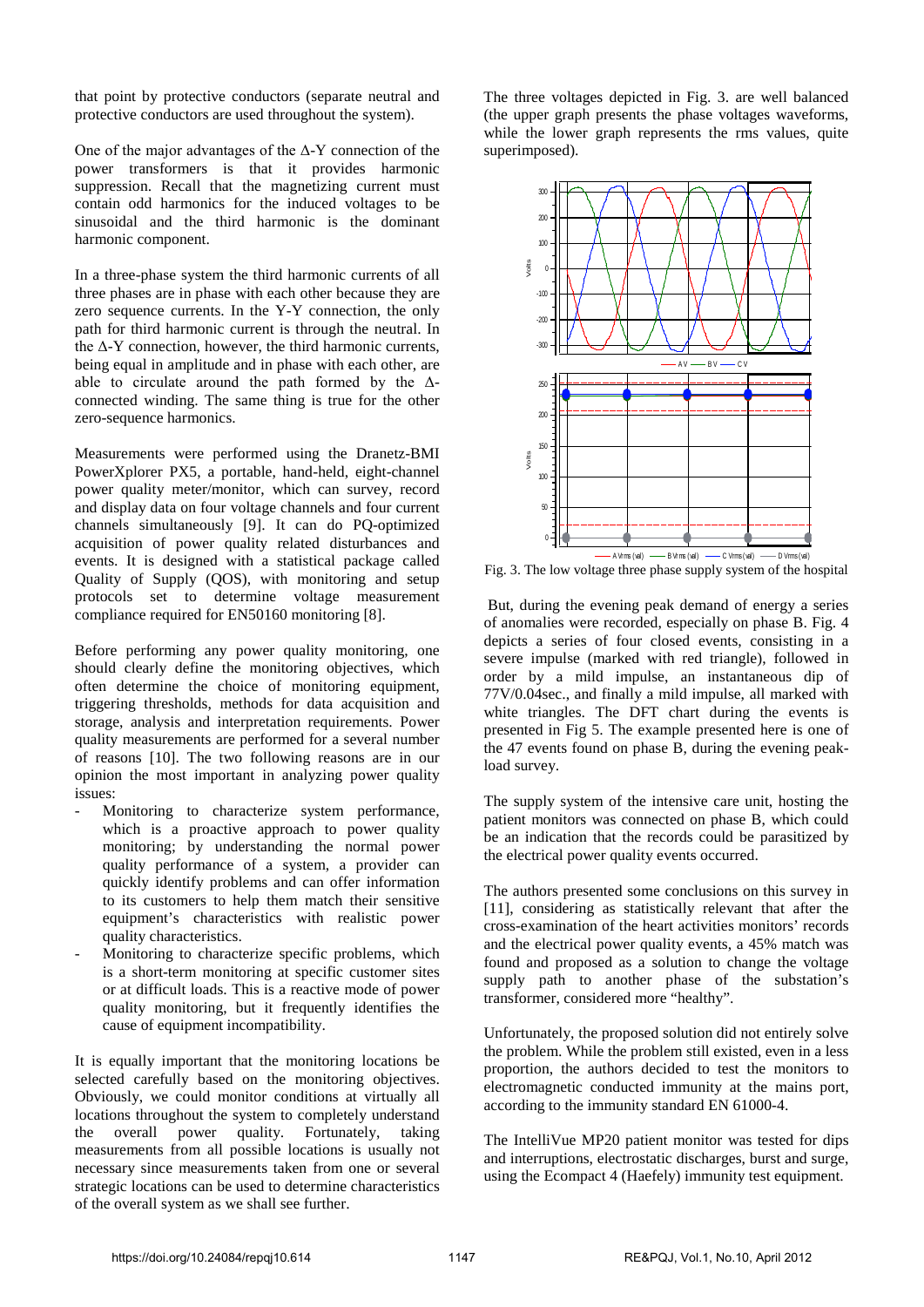that point by protective conductors (separate neutral and protective conductors are used throughout the system).

One of the major advantages of the Δ-Y connection of the power transformers is that it provides harmonic suppression. Recall that the magnetizing current must contain odd harmonics for the induced voltages to be sinusoidal and the third harmonic is the dominant harmonic component.

In a three-phase system the third harmonic currents of all three phases are in phase with each other because they are zero sequence currents. In the Y-Y connection, the only path for third harmonic current is through the neutral. In the Δ-Y connection, however, the third harmonic currents, being equal in amplitude and in phase with each other, are able to circulate around the path formed by the Δ-connected winding. The same thing is true for the other zero-sequence harmonics.

Measurements were performed using the Dranetz-BMI PowerXplorer PX5, a portable, hand-held, eight-channel power quality meter/monitor, which can survey, record and display data on four voltage channels and four current channels simultaneously [9]. It can do PQ-optimized acquisition of power quality related disturbances and events. It is designed with a statistical package called Quality of Supply (QOS), with monitoring and setup protocols set to determine voltage measurement compliance required for EN50160 monitoring [8].

Before performing any power quality monitoring, one should clearly define the monitoring objectives, which often determine the choice of monitoring equipment, triggering thresholds, methods for data acquisition and storage, analysis and interpretation requirements. Power quality measurements are performed for a several number of reasons [10]. The two following reasons are in our opinion the most important in analyzing power quality issues:

- Monitoring to characterize system performance, which is a proactive approach to power quality monitoring; by understanding the normal power quality performance of a system, a provider can quickly identify problems and can offer information to its customers to help them match their sensitive equipment's characteristics with realistic power quality characteristics.
- Monitoring to characterize specific problems, which is a short-term monitoring at specific customer sites or at difficult loads. This is a reactive mode of power quality monitoring, but it frequently identifies the cause of equipment incompatibility.

It is equally important that the monitoring locations be selected carefully based on the monitoring objectives. Obviously, we could monitor conditions at virtually all locations throughout the system to completely understand the overall power quality. Fortunately, taking measurements from all possible locations is usually not necessary since measurements taken from one or several strategic locations can be used to determine characteristics of the overall system as we shall see further.

The three voltages depicted in Fig. 3. are well balanced (the upper graph presents the phase voltages waveforms, while the lower graph represents the rms values, quite superimposed).

Fig. 3. The low voltage three phase supply system of the hospital

But, during the evening peak demand of energy a series of anomalies were recorded, especially on phase B. Fig. 4 depicts a series of four closed events, consisting in a severe impulse (marked with red triangle), followed in order by a mild impulse, an instantaneous dip of 77V/0.04sec., and finally a mild impulse, all marked with white triangles. The DFT chart during the events is presented in Fig 5. The example presented here is one of the 47 events found on phase B, during the evening peak-load survey.

The supply system of the intensive care unit, hosting the patient monitors was connected on phase B, which could be an indication that the records could be parasitized by the electrical power quality events occurred.

The authors presented some conclusions on this survey in [11], considering as statistically relevant that after the cross-examination of the heart activities monitors' records and the electrical power quality events, a 45% match was found and proposed as a solution to change the voltage supply path to another phase of the substation's transformer, considered more "healthy".

Unfortunately, the proposed solution did not entirely solve the problem. While the problem still existed, even in a less proportion, the authors decided to test the monitors to electromagnetic conducted immunity at the mains port, according to the immunity standard EN 61000-4.

The IntelliVue MP20 patient monitor was tested for dips and interruptions, electrostatic discharges, burst and surge, using the Ecompact 4 (Haefely) immunity test equipment.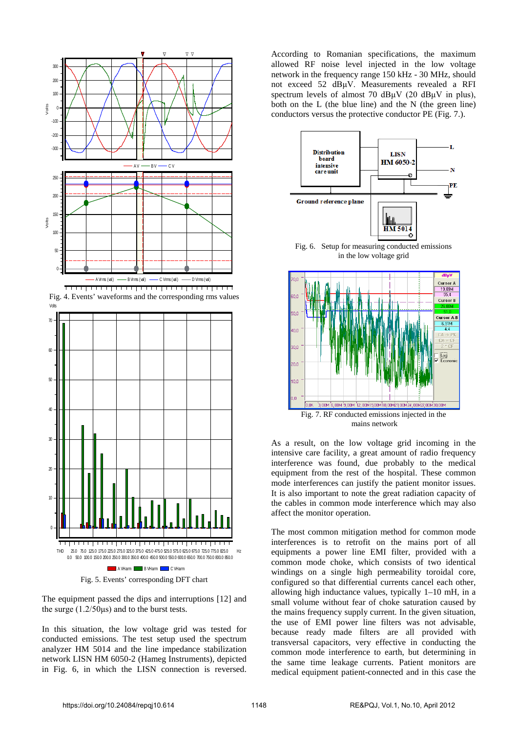Fig. 4. Events' waveforms and the corresponding rms values

Fig. 5. Events' corresponding DFT chart

The equipment passed the dips and interruptions [12] and the surge (1.2/50µs) and to the burst tests.

In this situation, the low voltage grid was tested for conducted emissions. The test setup used the spectrum analyzer HM 5014 and the line impedance stabilization network LISN HM 6050-2 (Hameg Instruments), depicted in Fig. 6, in which the LISN connection is reversed. According to Romanian specifications, the maximum allowed RF noise level injected in the low voltage network in the frequency range 150 kHz - 30 MHz, should not exceed 52 dBµV. Measurements revealed a RFI spectrum levels of almost 70 dBµV (20 dBµV in plus), both on the L (the blue line) and the N (the green line) conductors versus the protective conductor PE (Fig. 7.).

Fig. 6. Setup for measuring conducted emissions in the low voltage grid

Fig. 7. RF conducted emissions injected in the mains network

As a result, on the low voltage grid incoming in the intensive care facility, a great amount of radio frequency interference was found, due probably to the medical equipment from the rest of the hospital. These common mode interferences can justify the patient monitor issues. It is also important to note the great radiation capacity of the cables in common mode interference which may also affect the monitor operation.

The most common mitigation method for common mode interferences is to retrofit on the mains port of all equipments a power line EMI filter, provided with a common mode choke, which consists of two identical windings on a single high permeability toroidal core, configured so that differential currents cancel each other, allowing high inductance values, typically 1–10 mH, in a small volume without fear of choke saturation caused by the mains frequency supply current. In the given situation, the use of EMI power line filters was not advisable, because ready made filters are all provided with transversal capacitors, very effective in conducting the common mode interference to earth, but determining in the same time leakage currents. Patient monitors are medical equipment patient-connected and in this case the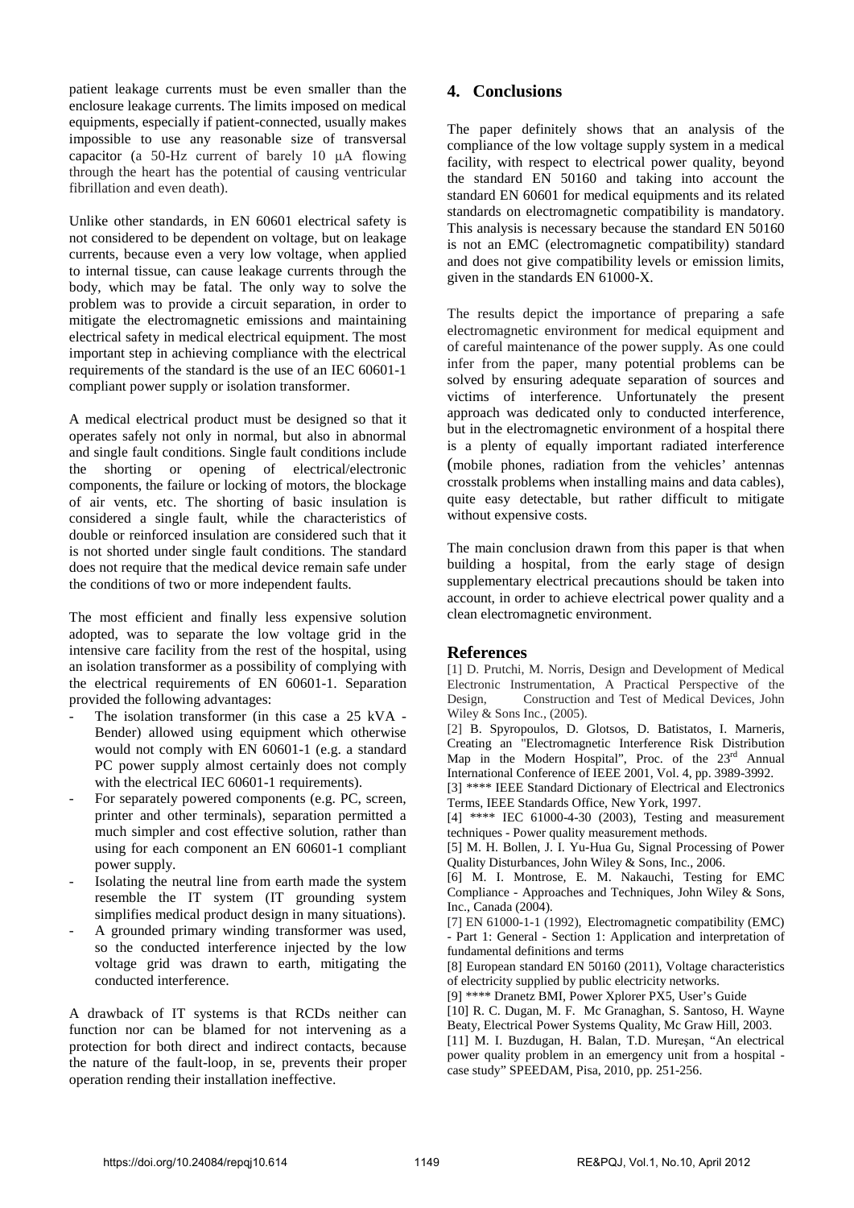patient leakage currents must be even smaller than the enclosure leakage currents. The limits imposed on medical equipments, especially if patient-connected, usually makes impossible to use any reasonable size of transversal capacitor (a 50-Hz current of barely 10 μA flowing through the heart has the potential of causing ventricular fibrillation and even death).

Unlike other standards, in EN 60601 electrical safety is not considered to be dependent on voltage, but on leakage currents, because even a very low voltage, when applied to internal tissue, can cause leakage currents through the body, which may be fatal. The only way to solve the problem was to provide a circuit separation, in order to mitigate the electromagnetic emissions and maintaining electrical safety in medical electrical equipment. The most important step in achieving compliance with the electrical requirements of the standard is the use of an IEC 60601-1 compliant power supply or isolation transformer.

A medical electrical product must be designed so that it operates safely not only in normal, but also in abnormal and single fault conditions. Single fault conditions include the shorting or opening of electrical/electronic components, the failure or locking of motors, the blockage of air vents, etc. The shorting of basic insulation is considered a single fault, while the characteristics of double or reinforced insulation are considered such that it is not shorted under single fault conditions. The standard does not require that the medical device remain safe under the conditions of two or more independent faults.

The most efficient and finally less expensive solution adopted, was to separate the low voltage grid in the intensive care facility from the rest of the hospital, using an isolation transformer as a possibility of complying with the electrical requirements of EN 60601-1. Separation provided the following advantages:

- The isolation transformer (in this case a 25 kVA - Bender) allowed using equipment which otherwise would not comply with EN 60601-1 (e.g. a standard PC power supply almost certainly does not comply with the electrical IEC 60601-1 requirements).
- For separately powered components (e.g. PC, screen, printer and other terminals), separation permitted a much simpler and cost effective solution, rather than using for each component an EN 60601-1 compliant power supply.
- Isolating the neutral line from earth made the system resemble the IT system (IT grounding system simplifies medical product design in many situations).
- A grounded primary winding transformer was used, so the conducted interference injected by the low voltage grid was drawn to earth, mitigating the conducted interference.

A drawback of IT systems is that RCDs neither can function nor can be blamed for not intervening as a protection for both direct and indirect contacts, because the nature of the fault-loop, in se, prevents their proper operation rending their installation ineffective.

## 4. Conclusions

The paper definitely shows that an analysis of the compliance of the low voltage supply system in a medical facility, with respect to electrical power quality, beyond the standard EN 50160 and taking into account the standard EN 60601 for medical equipments and its related standards on electromagnetic compatibility is mandatory. This analysis is necessary because the standard EN 50160 is not an EMC (electromagnetic compatibility) standard and does not give compatibility levels or emission limits, given in the standards EN 61000-X.

The results depict the importance of preparing a safe electromagnetic environment for medical equipment and of careful maintenance of the power supply. As one could infer from the paper, many potential problems can be solved by ensuring adequate separation of sources and victims of interference. Unfortunately the present approach was dedicated only to conducted interference, but in the electromagnetic environment of a hospital there is a plenty of equally important radiated interference (mobile phones, radiation from the vehicles' antennas crosstalk problems when installing mains and data cables), quite easy detectable, but rather difficult to mitigate without expensive costs.

The main conclusion drawn from this paper is that when building a hospital, from the early stage of design supplementary electrical precautions should be taken into account, in order to achieve electrical power quality and a clean electromagnetic environment.

## References

[1] D. Prutchi, M. Norris, Design and Development of Medical Electronic Instrumentation, A Practical Perspective of the Design, Construction and Test of Medical Devices, John Wiley & Sons Inc., (2005).

[2] B. Spyropoulos, D. Glotsos, D. Batistatos, I. Marneris, Creating an "Electromagnetic Interference Risk Distribution Map in the Modern Hospital", Proc. of the 23rd Annual International Conference of IEEE 2001, Vol. 4, pp. 3989-3992.

[3] **** IEEE Standard Dictionary of Electrical and Electronics Terms, IEEE Standards Office, New York, 1997.

[4] **** IEC 61000-4-30 (2003), Testing and measurement techniques - Power quality measurement methods.

[5] M. H. Bollen, J. I. Yu-Hua Gu, Signal Processing of Power Quality Disturbances, John Wiley & Sons, Inc., 2006.

[6] M. I. Montrose, E. M. Nakauchi, Testing for EMC Compliance - Approaches and Techniques, John Wiley & Sons, Inc., Canada (2004).

[7] EN 61000-1-1 (1992), Electromagnetic compatibility (EMC) - Part 1: General - Section 1: Application and interpretation of fundamental definitions and terms

[8] European standard EN 50160 (2011), Voltage characteristics of electricity supplied by public electricity networks.

[9] **** Dranetz BMI, Power Xplorer PX5, User's Guide

[10] R. C. Dugan, M. F. Mc Granaghan, S. Santoso, H. Wayne Beaty, Electrical Power Systems Quality, Mc Graw Hill, 2003.

[11] M. I. Buzdugan, H. Balan, T.D. Mureșan, "An electrical power quality problem in an emergency unit from a hospital - case study" SPEEDAM, Pisa, 2010, pp. 251-256.